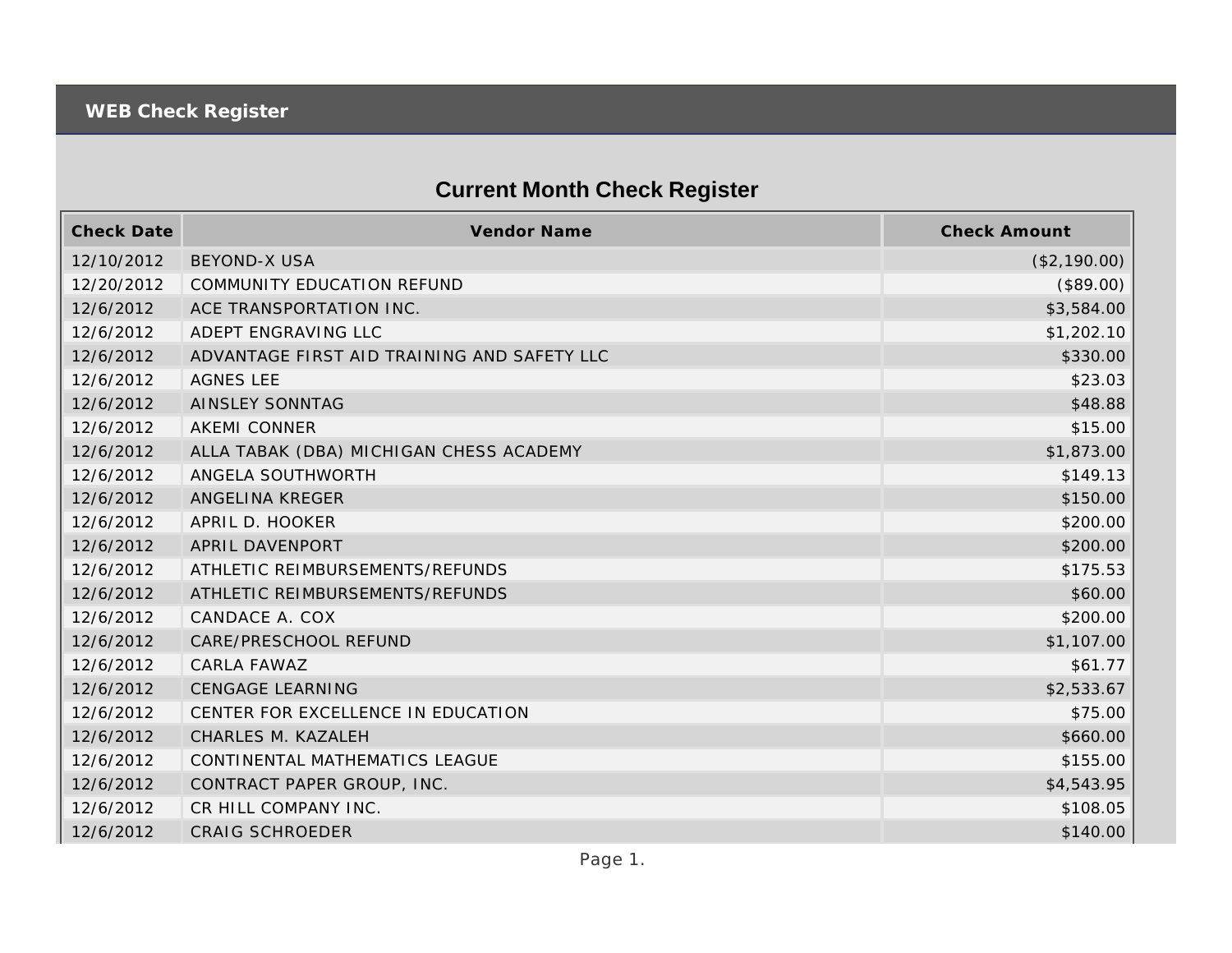## WEB Check Register

# Current Month Check Register

| Check Date | Vendor Name | Check Amount |
|---|---|---|
| 12/10/2012 | BEYOND-X USA | ($2,190.00) |
| 12/20/2012 | COMMUNITY EDUCATION REFUND | ($89.00) |
| 12/6/2012 | ACE TRANSPORTATION INC. | $3,584.00 |
| 12/6/2012 | ADEPT ENGRAVING LLC | $1,202.10 |
| 12/6/2012 | ADVANTAGE FIRST AID TRAINING AND SAFETY LLC | $330.00 |
| 12/6/2012 | AGNES LEE | $23.03 |
| 12/6/2012 | AINSLEY SONNTAG | $48.88 |
| 12/6/2012 | AKEMI CONNER | $15.00 |
| 12/6/2012 | ALLA TABAK (DBA) MICHIGAN CHESS ACADEMY | $1,873.00 |
| 12/6/2012 | ANGELA SOUTHWORTH | $149.13 |
| 12/6/2012 | ANGELINA KREGER | $150.00 |
| 12/6/2012 | APRIL D. HOOKER | $200.00 |
| 12/6/2012 | APRIL DAVENPORT | $200.00 |
| 12/6/2012 | ATHLETIC REIMBURSEMENTS/REFUNDS | $175.53 |
| 12/6/2012 | ATHLETIC REIMBURSEMENTS/REFUNDS | $60.00 |
| 12/6/2012 | CANDACE A. COX | $200.00 |
| 12/6/2012 | CARE/PRESCHOOL REFUND | $1,107.00 |
| 12/6/2012 | CARLA FAWAZ | $61.77 |
| 12/6/2012 | CENGAGE LEARNING | $2,533.67 |
| 12/6/2012 | CENTER FOR EXCELLENCE IN EDUCATION | $75.00 |
| 12/6/2012 | CHARLES M. KAZALEH | $660.00 |
| 12/6/2012 | CONTINENTAL MATHEMATICS LEAGUE | $155.00 |
| 12/6/2012 | CONTRACT PAPER GROUP, INC. | $4,543.95 |
| 12/6/2012 | CR HILL COMPANY INC. | $108.05 |
| 12/6/2012 | CRAIG SCHROEDER | $140.00 |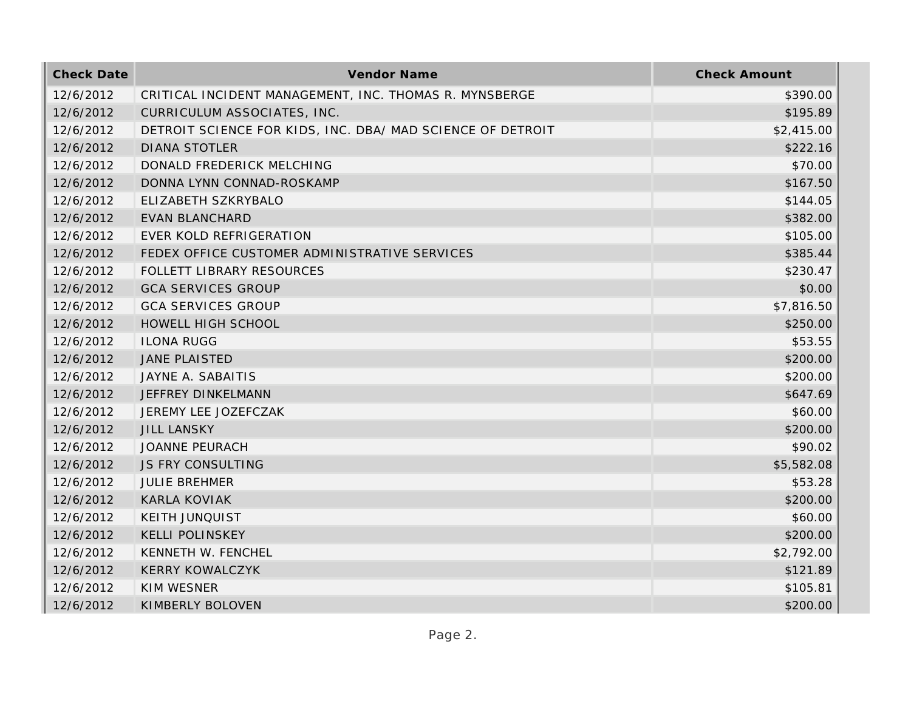| Check Date | Vendor Name | Check Amount |
|---|---|---|
| 12/6/2012 | CRITICAL INCIDENT MANAGEMENT, INC. THOMAS R. MYNSBERGE | $390.00 |
| 12/6/2012 | CURRICULUM ASSOCIATES, INC. | $195.89 |
| 12/6/2012 | DETROIT SCIENCE FOR KIDS, INC. DBA/ MAD SCIENCE OF DETROIT | $2,415.00 |
| 12/6/2012 | DIANA STOTLER | $222.16 |
| 12/6/2012 | DONALD FREDERICK MELCHING | $70.00 |
| 12/6/2012 | DONNA LYNN CONNAD-ROSKAMP | $167.50 |
| 12/6/2012 | ELIZABETH SZKRYBALO | $144.05 |
| 12/6/2012 | EVAN BLANCHARD | $382.00 |
| 12/6/2012 | EVER KOLD REFRIGERATION | $105.00 |
| 12/6/2012 | FEDEX OFFICE CUSTOMER ADMINISTRATIVE SERVICES | $385.44 |
| 12/6/2012 | FOLLETT LIBRARY RESOURCES | $230.47 |
| 12/6/2012 | GCA SERVICES GROUP | $0.00 |
| 12/6/2012 | GCA SERVICES GROUP | $7,816.50 |
| 12/6/2012 | HOWELL HIGH SCHOOL | $250.00 |
| 12/6/2012 | ILONA RUGG | $53.55 |
| 12/6/2012 | JANE PLAISTED | $200.00 |
| 12/6/2012 | JAYNE A. SABAITIS | $200.00 |
| 12/6/2012 | JEFFREY DINKELMANN | $647.69 |
| 12/6/2012 | JEREMY LEE JOZEFCZAK | $60.00 |
| 12/6/2012 | JILL LANSKY | $200.00 |
| 12/6/2012 | JOANNE PEURACH | $90.02 |
| 12/6/2012 | JS FRY CONSULTING | $5,582.08 |
| 12/6/2012 | JULIE BREHMER | $53.28 |
| 12/6/2012 | KARLA KOVIAK | $200.00 |
| 12/6/2012 | KEITH JUNQUIST | $60.00 |
| 12/6/2012 | KELLI POLINSKEY | $200.00 |
| 12/6/2012 | KENNETH W. FENCHEL | $2,792.00 |
| 12/6/2012 | KERRY KOWALCZYK | $121.89 |
| 12/6/2012 | KIM WESNER | $105.81 |
| 12/6/2012 | KIMBERLY BOLOVEN | $200.00 |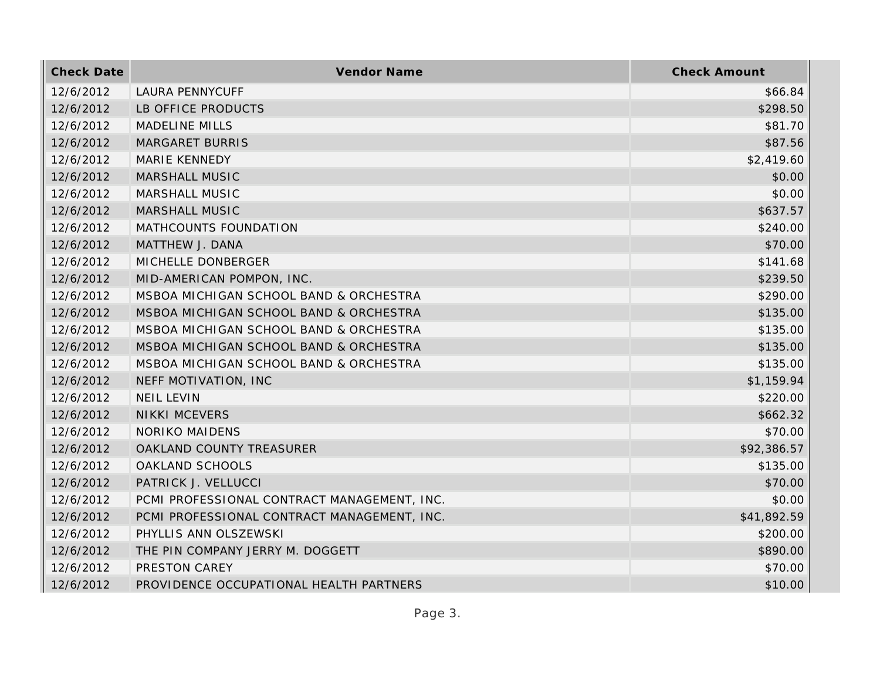| Check Date | Vendor Name | Check Amount |
| --- | --- | --- |
| 12/6/2012 | LAURA PENNYCUFF | $66.84 |
| 12/6/2012 | LB OFFICE PRODUCTS | $298.50 |
| 12/6/2012 | MADELINE MILLS | $81.70 |
| 12/6/2012 | MARGARET BURRIS | $87.56 |
| 12/6/2012 | MARIE KENNEDY | $2,419.60 |
| 12/6/2012 | MARSHALL MUSIC | $0.00 |
| 12/6/2012 | MARSHALL MUSIC | $0.00 |
| 12/6/2012 | MARSHALL MUSIC | $637.57 |
| 12/6/2012 | MATHCOUNTS FOUNDATION | $240.00 |
| 12/6/2012 | MATTHEW J. DANA | $70.00 |
| 12/6/2012 | MICHELLE DONBERGER | $141.68 |
| 12/6/2012 | MID-AMERICAN POMPON, INC. | $239.50 |
| 12/6/2012 | MSBOA MICHIGAN SCHOOL BAND & ORCHESTRA | $290.00 |
| 12/6/2012 | MSBOA MICHIGAN SCHOOL BAND & ORCHESTRA | $135.00 |
| 12/6/2012 | MSBOA MICHIGAN SCHOOL BAND & ORCHESTRA | $135.00 |
| 12/6/2012 | MSBOA MICHIGAN SCHOOL BAND & ORCHESTRA | $135.00 |
| 12/6/2012 | MSBOA MICHIGAN SCHOOL BAND & ORCHESTRA | $135.00 |
| 12/6/2012 | NEFF MOTIVATION, INC | $1,159.94 |
| 12/6/2012 | NEIL LEVIN | $220.00 |
| 12/6/2012 | NIKKI MCEVERS | $662.32 |
| 12/6/2012 | NORIKO MAIDENS | $70.00 |
| 12/6/2012 | OAKLAND COUNTY TREASURER | $92,386.57 |
| 12/6/2012 | OAKLAND SCHOOLS | $135.00 |
| 12/6/2012 | PATRICK J. VELLUCCI | $70.00 |
| 12/6/2012 | PCMI PROFESSIONAL CONTRACT MANAGEMENT, INC. | $0.00 |
| 12/6/2012 | PCMI PROFESSIONAL CONTRACT MANAGEMENT, INC. | $41,892.59 |
| 12/6/2012 | PHYLLIS ANN OLSZEWSKI | $200.00 |
| 12/6/2012 | THE PIN COMPANY JERRY M. DOGGETT | $890.00 |
| 12/6/2012 | PRESTON CAREY | $70.00 |
| 12/6/2012 | PROVIDENCE OCCUPATIONAL HEALTH PARTNERS | $10.00 |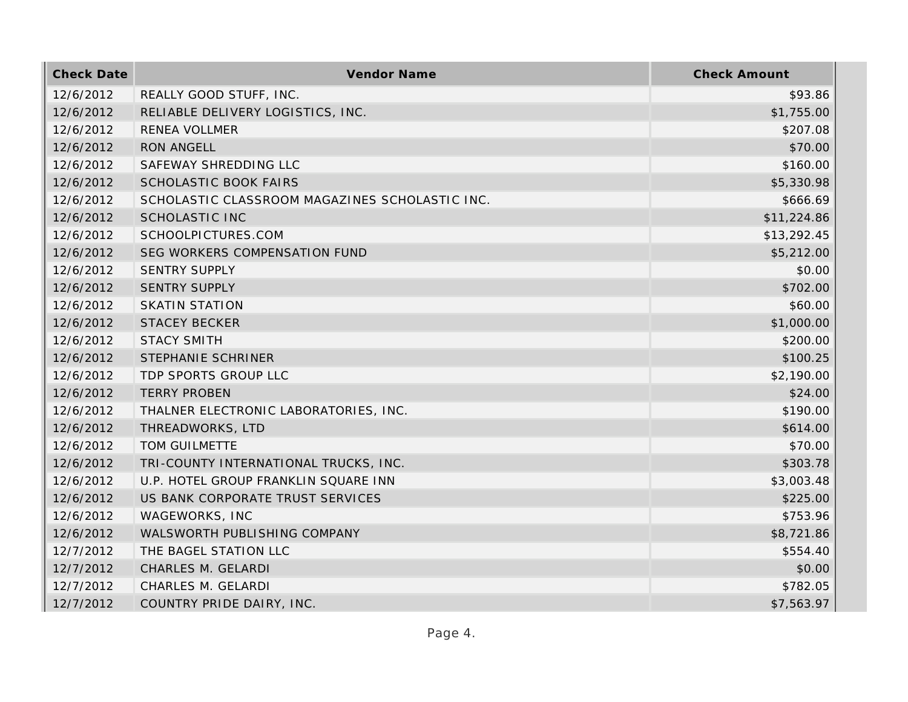| Check Date | Vendor Name | Check Amount |
|---|---|---|
| 12/6/2012 | REALLY GOOD STUFF, INC. | $93.86 |
| 12/6/2012 | RELIABLE DELIVERY LOGISTICS, INC. | $1,755.00 |
| 12/6/2012 | RENEA VOLLMER | $207.08 |
| 12/6/2012 | RON ANGELL | $70.00 |
| 12/6/2012 | SAFEWAY SHREDDING LLC | $160.00 |
| 12/6/2012 | SCHOLASTIC BOOK FAIRS | $5,330.98 |
| 12/6/2012 | SCHOLASTIC CLASSROOM MAGAZINES SCHOLASTIC INC. | $666.69 |
| 12/6/2012 | SCHOLASTIC INC | $11,224.86 |
| 12/6/2012 | SCHOOLPICTURES.COM | $13,292.45 |
| 12/6/2012 | SEG WORKERS COMPENSATION FUND | $5,212.00 |
| 12/6/2012 | SENTRY SUPPLY | $0.00 |
| 12/6/2012 | SENTRY SUPPLY | $702.00 |
| 12/6/2012 | SKATIN STATION | $60.00 |
| 12/6/2012 | STACEY BECKER | $1,000.00 |
| 12/6/2012 | STACY SMITH | $200.00 |
| 12/6/2012 | STEPHANIE SCHRINER | $100.25 |
| 12/6/2012 | TDP SPORTS GROUP LLC | $2,190.00 |
| 12/6/2012 | TERRY PROBEN | $24.00 |
| 12/6/2012 | THALNER ELECTRONIC LABORATORIES, INC. | $190.00 |
| 12/6/2012 | THREADWORKS, LTD | $614.00 |
| 12/6/2012 | TOM GUILMETTE | $70.00 |
| 12/6/2012 | TRI-COUNTY INTERNATIONAL TRUCKS, INC. | $303.78 |
| 12/6/2012 | U.P. HOTEL GROUP FRANKLIN SQUARE INN | $3,003.48 |
| 12/6/2012 | US BANK CORPORATE TRUST SERVICES | $225.00 |
| 12/6/2012 | WAGEWORKS, INC | $753.96 |
| 12/6/2012 | WALSWORTH PUBLISHING COMPANY | $8,721.86 |
| 12/7/2012 | THE BAGEL STATION LLC | $554.40 |
| 12/7/2012 | CHARLES M. GELARDI | $0.00 |
| 12/7/2012 | CHARLES M. GELARDI | $782.05 |
| 12/7/2012 | COUNTRY PRIDE DAIRY, INC. | $7,563.97 |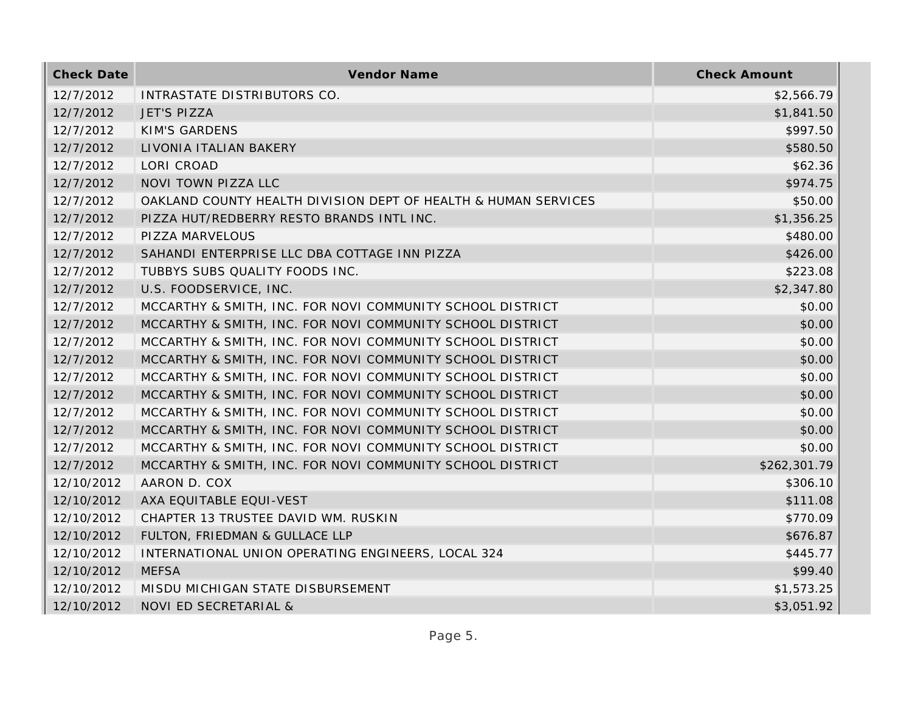| Check Date | Vendor Name | Check Amount |
| --- | --- | --- |
| 12/7/2012 | INTRASTATE DISTRIBUTORS CO. | $2,566.79 |
| 12/7/2012 | JET'S PIZZA | $1,841.50 |
| 12/7/2012 | KIM'S GARDENS | $997.50 |
| 12/7/2012 | LIVONIA ITALIAN BAKERY | $580.50 |
| 12/7/2012 | LORI CROAD | $62.36 |
| 12/7/2012 | NOVI TOWN PIZZA LLC | $974.75 |
| 12/7/2012 | OAKLAND COUNTY HEALTH DIVISION DEPT OF HEALTH & HUMAN SERVICES | $50.00 |
| 12/7/2012 | PIZZA HUT/REDBERRY RESTO BRANDS INTL INC. | $1,356.25 |
| 12/7/2012 | PIZZA MARVELOUS | $480.00 |
| 12/7/2012 | SAHANDI ENTERPRISE LLC DBA COTTAGE INN PIZZA | $426.00 |
| 12/7/2012 | TUBBYS SUBS QUALITY FOODS INC. | $223.08 |
| 12/7/2012 | U.S. FOODSERVICE, INC. | $2,347.80 |
| 12/7/2012 | MCCARTHY & SMITH, INC. FOR NOVI COMMUNITY SCHOOL DISTRICT | $0.00 |
| 12/7/2012 | MCCARTHY & SMITH, INC. FOR NOVI COMMUNITY SCHOOL DISTRICT | $0.00 |
| 12/7/2012 | MCCARTHY & SMITH, INC. FOR NOVI COMMUNITY SCHOOL DISTRICT | $0.00 |
| 12/7/2012 | MCCARTHY & SMITH, INC. FOR NOVI COMMUNITY SCHOOL DISTRICT | $0.00 |
| 12/7/2012 | MCCARTHY & SMITH, INC. FOR NOVI COMMUNITY SCHOOL DISTRICT | $0.00 |
| 12/7/2012 | MCCARTHY & SMITH, INC. FOR NOVI COMMUNITY SCHOOL DISTRICT | $0.00 |
| 12/7/2012 | MCCARTHY & SMITH, INC. FOR NOVI COMMUNITY SCHOOL DISTRICT | $0.00 |
| 12/7/2012 | MCCARTHY & SMITH, INC. FOR NOVI COMMUNITY SCHOOL DISTRICT | $0.00 |
| 12/7/2012 | MCCARTHY & SMITH, INC. FOR NOVI COMMUNITY SCHOOL DISTRICT | $0.00 |
| 12/7/2012 | MCCARTHY & SMITH, INC. FOR NOVI COMMUNITY SCHOOL DISTRICT | $262,301.79 |
| 12/10/2012 | AARON D. COX | $306.10 |
| 12/10/2012 | AXA EQUITABLE EQUI-VEST | $111.08 |
| 12/10/2012 | CHAPTER 13 TRUSTEE DAVID WM. RUSKIN | $770.09 |
| 12/10/2012 | FULTON, FRIEDMAN & GULLACE LLP | $676.87 |
| 12/10/2012 | INTERNATIONAL UNION OPERATING ENGINEERS, LOCAL 324 | $445.77 |
| 12/10/2012 | MEFSA | $99.40 |
| 12/10/2012 | MISDU MICHIGAN STATE DISBURSEMENT | $1,573.25 |
| 12/10/2012 | NOVI ED SECRETARIAL & | $3,051.92 |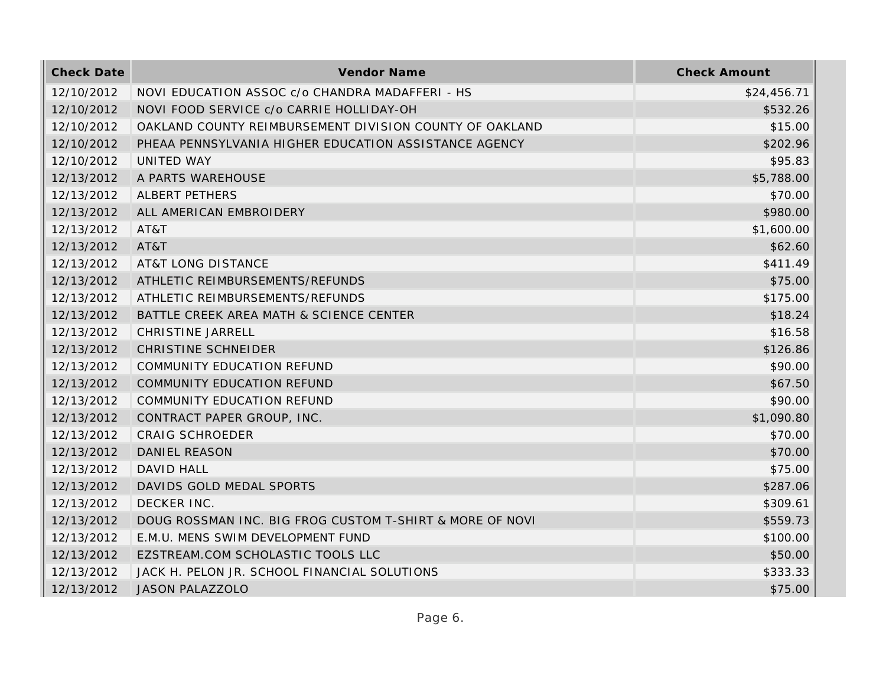| Check Date | Vendor Name | Check Amount |
|---|---|---|
| 12/10/2012 | NOVI EDUCATION ASSOC c/o CHANDRA MADAFFERI - HS | $24,456.71 |
| 12/10/2012 | NOVI FOOD SERVICE c/o CARRIE HOLLIDAY-OH | $532.26 |
| 12/10/2012 | OAKLAND COUNTY REIMBURSEMENT DIVISION COUNTY OF OAKLAND | $15.00 |
| 12/10/2012 | PHEAA PENNSYLVANIA HIGHER EDUCATION ASSISTANCE AGENCY | $202.96 |
| 12/10/2012 | UNITED WAY | $95.83 |
| 12/13/2012 | A PARTS WAREHOUSE | $5,788.00 |
| 12/13/2012 | ALBERT PETHERS | $70.00 |
| 12/13/2012 | ALL AMERICAN EMBROIDERY | $980.00 |
| 12/13/2012 | AT&T | $1,600.00 |
| 12/13/2012 | AT&T | $62.60 |
| 12/13/2012 | AT&T LONG DISTANCE | $411.49 |
| 12/13/2012 | ATHLETIC REIMBURSEMENTS/REFUNDS | $75.00 |
| 12/13/2012 | ATHLETIC REIMBURSEMENTS/REFUNDS | $175.00 |
| 12/13/2012 | BATTLE CREEK AREA MATH & SCIENCE CENTER | $18.24 |
| 12/13/2012 | CHRISTINE JARRELL | $16.58 |
| 12/13/2012 | CHRISTINE SCHNEIDER | $126.86 |
| 12/13/2012 | COMMUNITY EDUCATION REFUND | $90.00 |
| 12/13/2012 | COMMUNITY EDUCATION REFUND | $67.50 |
| 12/13/2012 | COMMUNITY EDUCATION REFUND | $90.00 |
| 12/13/2012 | CONTRACT PAPER GROUP, INC. | $1,090.80 |
| 12/13/2012 | CRAIG SCHROEDER | $70.00 |
| 12/13/2012 | DANIEL REASON | $70.00 |
| 12/13/2012 | DAVID HALL | $75.00 |
| 12/13/2012 | DAVIDS GOLD MEDAL SPORTS | $287.06 |
| 12/13/2012 | DECKER INC. | $309.61 |
| 12/13/2012 | DOUG ROSSMAN INC. BIG FROG CUSTOM T-SHIRT & MORE OF NOVI | $559.73 |
| 12/13/2012 | E.M.U. MENS SWIM DEVELOPMENT FUND | $100.00 |
| 12/13/2012 | EZSTREAM.COM SCHOLASTIC TOOLS LLC | $50.00 |
| 12/13/2012 | JACK H. PELON JR. SCHOOL FINANCIAL SOLUTIONS | $333.33 |
| 12/13/2012 | JASON PALAZZOLO | $75.00 |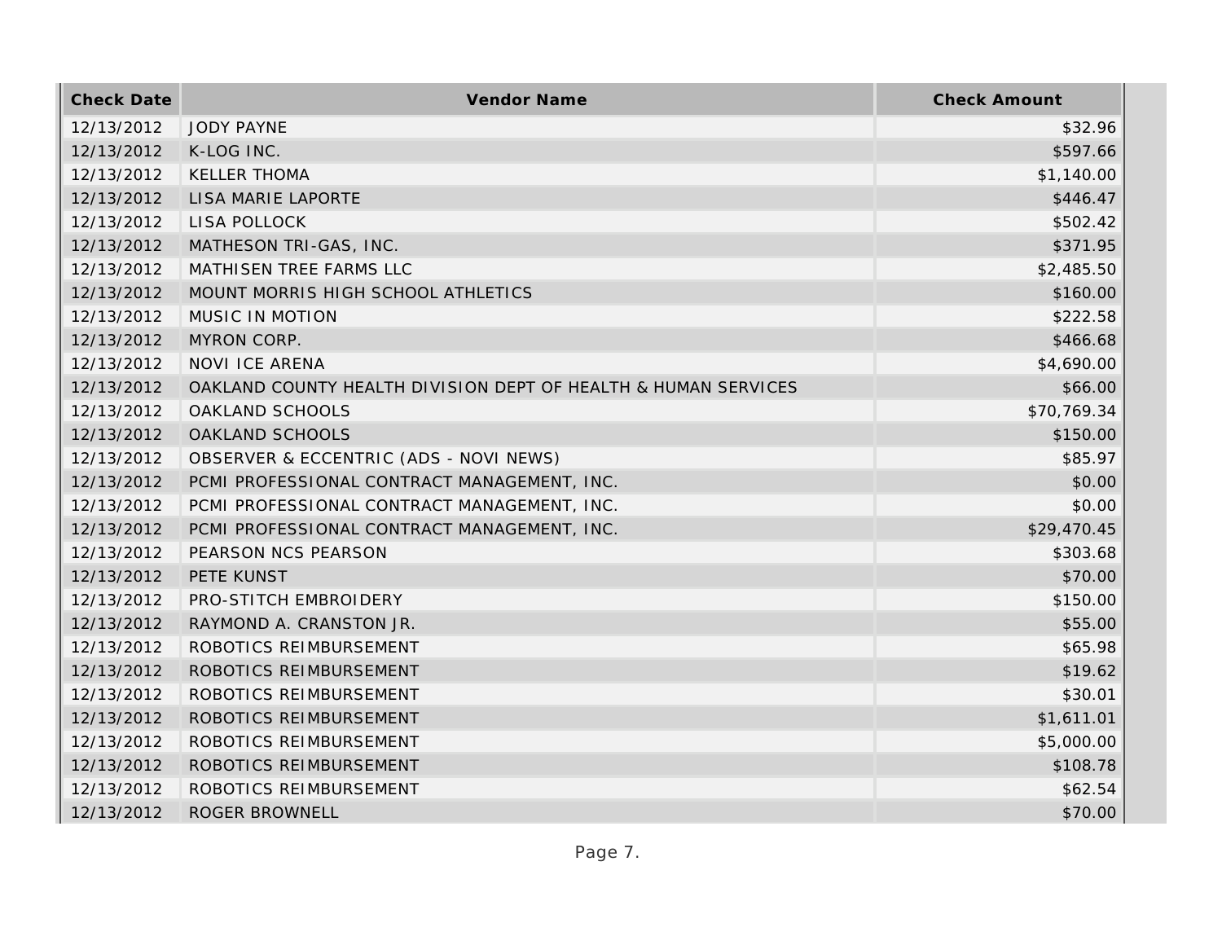| Check Date | Vendor Name | Check Amount |
|---|---|---|
| 12/13/2012 | JODY PAYNE | $32.96 |
| 12/13/2012 | K-LOG INC. | $597.66 |
| 12/13/2012 | KELLER THOMA | $1,140.00 |
| 12/13/2012 | LISA MARIE LAPORTE | $446.47 |
| 12/13/2012 | LISA POLLOCK | $502.42 |
| 12/13/2012 | MATHESON TRI-GAS, INC. | $371.95 |
| 12/13/2012 | MATHISEN TREE FARMS LLC | $2,485.50 |
| 12/13/2012 | MOUNT MORRIS HIGH SCHOOL ATHLETICS | $160.00 |
| 12/13/2012 | MUSIC IN MOTION | $222.58 |
| 12/13/2012 | MYRON CORP. | $466.68 |
| 12/13/2012 | NOVI ICE ARENA | $4,690.00 |
| 12/13/2012 | OAKLAND COUNTY HEALTH DIVISION DEPT OF HEALTH & HUMAN SERVICES | $66.00 |
| 12/13/2012 | OAKLAND SCHOOLS | $70,769.34 |
| 12/13/2012 | OAKLAND SCHOOLS | $150.00 |
| 12/13/2012 | OBSERVER & ECCENTRIC (ADS - NOVI NEWS) | $85.97 |
| 12/13/2012 | PCMI PROFESSIONAL CONTRACT MANAGEMENT, INC. | $0.00 |
| 12/13/2012 | PCMI PROFESSIONAL CONTRACT MANAGEMENT, INC. | $0.00 |
| 12/13/2012 | PCMI PROFESSIONAL CONTRACT MANAGEMENT, INC. | $29,470.45 |
| 12/13/2012 | PEARSON NCS PEARSON | $303.68 |
| 12/13/2012 | PETE KUNST | $70.00 |
| 12/13/2012 | PRO-STITCH EMBROIDERY | $150.00 |
| 12/13/2012 | RAYMOND A. CRANSTON JR. | $55.00 |
| 12/13/2012 | ROBOTICS REIMBURSEMENT | $65.98 |
| 12/13/2012 | ROBOTICS REIMBURSEMENT | $19.62 |
| 12/13/2012 | ROBOTICS REIMBURSEMENT | $30.01 |
| 12/13/2012 | ROBOTICS REIMBURSEMENT | $1,611.01 |
| 12/13/2012 | ROBOTICS REIMBURSEMENT | $5,000.00 |
| 12/13/2012 | ROBOTICS REIMBURSEMENT | $108.78 |
| 12/13/2012 | ROBOTICS REIMBURSEMENT | $62.54 |
| 12/13/2012 | ROGER BROWNELL | $70.00 |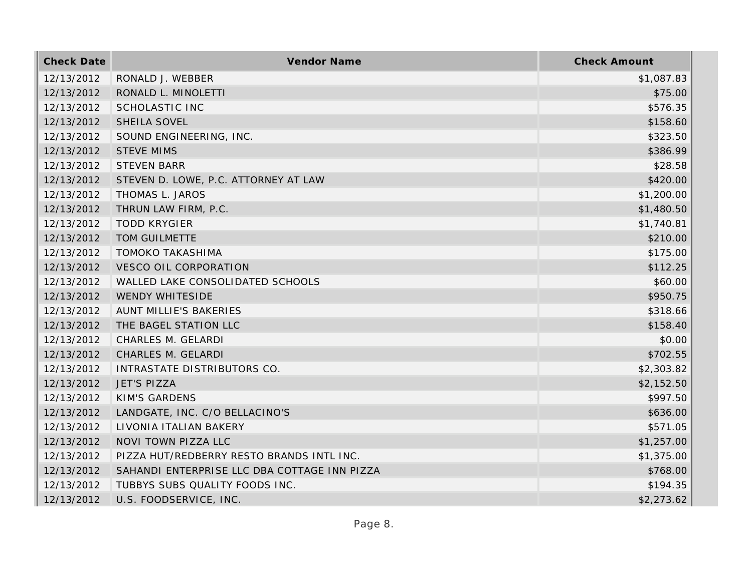| Check Date | Vendor Name | Check Amount |
|---|---|---|
| 12/13/2012 | RONALD J. WEBBER | $1,087.83 |
| 12/13/2012 | RONALD L. MINOLETTI | $75.00 |
| 12/13/2012 | SCHOLASTIC INC | $576.35 |
| 12/13/2012 | SHEILA SOVEL | $158.60 |
| 12/13/2012 | SOUND ENGINEERING, INC. | $323.50 |
| 12/13/2012 | STEVE MIMS | $386.99 |
| 12/13/2012 | STEVEN BARR | $28.58 |
| 12/13/2012 | STEVEN D. LOWE, P.C. ATTORNEY AT LAW | $420.00 |
| 12/13/2012 | THOMAS L. JAROS | $1,200.00 |
| 12/13/2012 | THRUN LAW FIRM, P.C. | $1,480.50 |
| 12/13/2012 | TODD KRYGIER | $1,740.81 |
| 12/13/2012 | TOM GUILMETTE | $210.00 |
| 12/13/2012 | TOMOKO TAKASHIMA | $175.00 |
| 12/13/2012 | VESCO OIL CORPORATION | $112.25 |
| 12/13/2012 | WALLED LAKE CONSOLIDATED SCHOOLS | $60.00 |
| 12/13/2012 | WENDY WHITESIDE | $950.75 |
| 12/13/2012 | AUNT MILLIE'S BAKERIES | $318.66 |
| 12/13/2012 | THE BAGEL STATION LLC | $158.40 |
| 12/13/2012 | CHARLES M. GELARDI | $0.00 |
| 12/13/2012 | CHARLES M. GELARDI | $702.55 |
| 12/13/2012 | INTRASTATE DISTRIBUTORS CO. | $2,303.82 |
| 12/13/2012 | JET'S PIZZA | $2,152.50 |
| 12/13/2012 | KIM'S GARDENS | $997.50 |
| 12/13/2012 | LANDGATE, INC. C/O BELLACINO'S | $636.00 |
| 12/13/2012 | LIVONIA ITALIAN BAKERY | $571.05 |
| 12/13/2012 | NOVI TOWN PIZZA LLC | $1,257.00 |
| 12/13/2012 | PIZZA HUT/REDBERRY RESTO BRANDS INTL INC. | $1,375.00 |
| 12/13/2012 | SAHANDI ENTERPRISE LLC DBA COTTAGE INN PIZZA | $768.00 |
| 12/13/2012 | TUBBYS SUBS QUALITY FOODS INC. | $194.35 |
| 12/13/2012 | U.S. FOODSERVICE, INC. | $2,273.62 |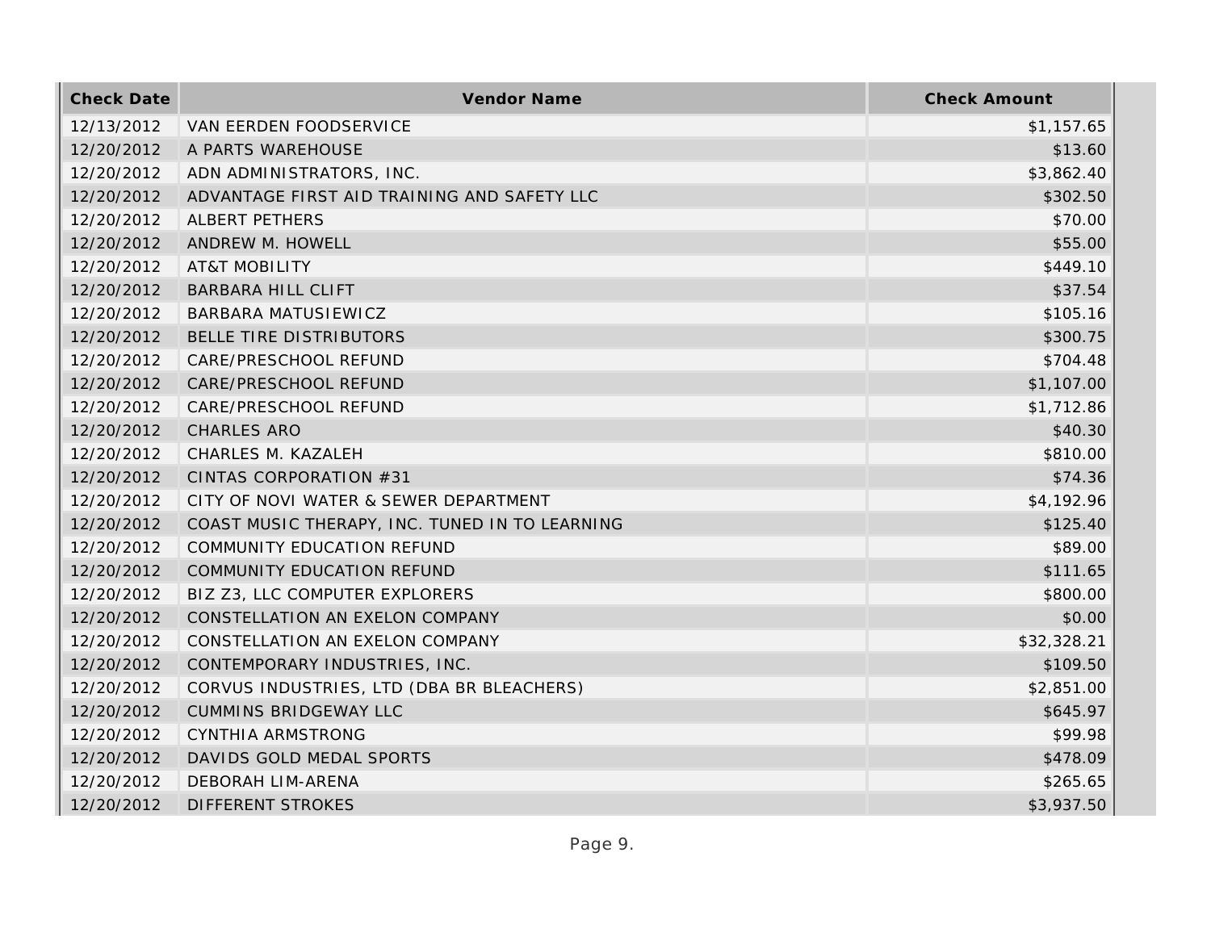| Check Date | Vendor Name | Check Amount |
|---|---|---|
| 12/13/2012 | VAN EERDEN FOODSERVICE | $1,157.65 |
| 12/20/2012 | A PARTS WAREHOUSE | $13.60 |
| 12/20/2012 | ADN ADMINISTRATORS, INC. | $3,862.40 |
| 12/20/2012 | ADVANTAGE FIRST AID TRAINING AND SAFETY LLC | $302.50 |
| 12/20/2012 | ALBERT PETHERS | $70.00 |
| 12/20/2012 | ANDREW M. HOWELL | $55.00 |
| 12/20/2012 | AT&T MOBILITY | $449.10 |
| 12/20/2012 | BARBARA HILL CLIFT | $37.54 |
| 12/20/2012 | BARBARA MATUSIEWICZ | $105.16 |
| 12/20/2012 | BELLE TIRE DISTRIBUTORS | $300.75 |
| 12/20/2012 | CARE/PRESCHOOL REFUND | $704.48 |
| 12/20/2012 | CARE/PRESCHOOL REFUND | $1,107.00 |
| 12/20/2012 | CARE/PRESCHOOL REFUND | $1,712.86 |
| 12/20/2012 | CHARLES ARO | $40.30 |
| 12/20/2012 | CHARLES M. KAZALEH | $810.00 |
| 12/20/2012 | CINTAS CORPORATION #31 | $74.36 |
| 12/20/2012 | CITY OF NOVI WATER & SEWER DEPARTMENT | $4,192.96 |
| 12/20/2012 | COAST MUSIC THERAPY, INC. TUNED IN TO LEARNING | $125.40 |
| 12/20/2012 | COMMUNITY EDUCATION REFUND | $89.00 |
| 12/20/2012 | COMMUNITY EDUCATION REFUND | $111.65 |
| 12/20/2012 | BIZ Z3, LLC COMPUTER EXPLORERS | $800.00 |
| 12/20/2012 | CONSTELLATION AN EXELON COMPANY | $0.00 |
| 12/20/2012 | CONSTELLATION AN EXELON COMPANY | $32,328.21 |
| 12/20/2012 | CONTEMPORARY INDUSTRIES, INC. | $109.50 |
| 12/20/2012 | CORVUS INDUSTRIES, LTD (DBA BR BLEACHERS) | $2,851.00 |
| 12/20/2012 | CUMMINS BRIDGEWAY LLC | $645.97 |
| 12/20/2012 | CYNTHIA ARMSTRONG | $99.98 |
| 12/20/2012 | DAVIDS GOLD MEDAL SPORTS | $478.09 |
| 12/20/2012 | DEBORAH LIM-ARENA | $265.65 |
| 12/20/2012 | DIFFERENT STROKES | $3,937.50 |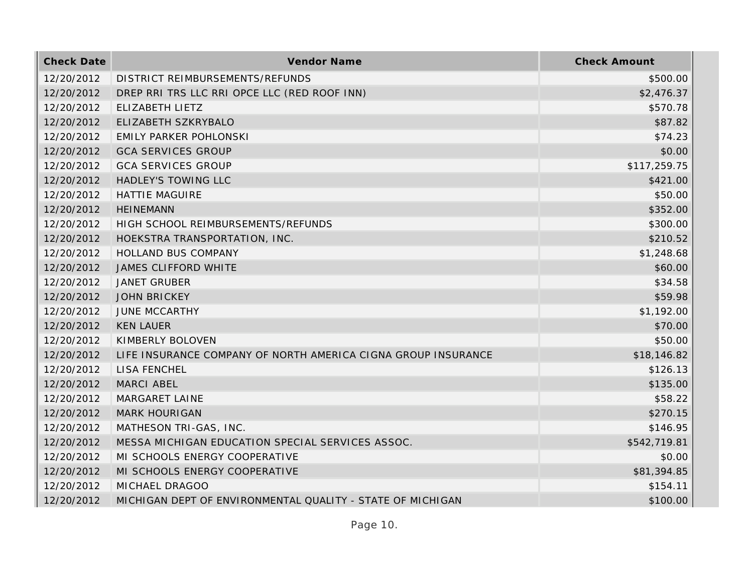| Check Date | Vendor Name | Check Amount |
| --- | --- | --- |
| 12/20/2012 | DISTRICT REIMBURSEMENTS/REFUNDS | $500.00 |
| 12/20/2012 | DREP RRI TRS LLC RRI OPCE LLC (RED ROOF INN) | $2,476.37 |
| 12/20/2012 | ELIZABETH LIETZ | $570.78 |
| 12/20/2012 | ELIZABETH SZKRYBALO | $87.82 |
| 12/20/2012 | EMILY PARKER POHLONSKI | $74.23 |
| 12/20/2012 | GCA SERVICES GROUP | $0.00 |
| 12/20/2012 | GCA SERVICES GROUP | $117,259.75 |
| 12/20/2012 | HADLEY'S TOWING LLC | $421.00 |
| 12/20/2012 | HATTIE MAGUIRE | $50.00 |
| 12/20/2012 | HEINEMANN | $352.00 |
| 12/20/2012 | HIGH SCHOOL REIMBURSEMENTS/REFUNDS | $300.00 |
| 12/20/2012 | HOEKSTRA TRANSPORTATION, INC. | $210.52 |
| 12/20/2012 | HOLLAND BUS COMPANY | $1,248.68 |
| 12/20/2012 | JAMES CLIFFORD WHITE | $60.00 |
| 12/20/2012 | JANET GRUBER | $34.58 |
| 12/20/2012 | JOHN BRICKEY | $59.98 |
| 12/20/2012 | JUNE MCCARTHY | $1,192.00 |
| 12/20/2012 | KEN LAUER | $70.00 |
| 12/20/2012 | KIMBERLY BOLOVEN | $50.00 |
| 12/20/2012 | LIFE INSURANCE COMPANY OF NORTH AMERICA CIGNA GROUP INSURANCE | $18,146.82 |
| 12/20/2012 | LISA FENCHEL | $126.13 |
| 12/20/2012 | MARCI ABEL | $135.00 |
| 12/20/2012 | MARGARET LAINE | $58.22 |
| 12/20/2012 | MARK HOURIGAN | $270.15 |
| 12/20/2012 | MATHESON TRI-GAS, INC. | $146.95 |
| 12/20/2012 | MESSA MICHIGAN EDUCATION SPECIAL SERVICES ASSOC. | $542,719.81 |
| 12/20/2012 | MI SCHOOLS ENERGY COOPERATIVE | $0.00 |
| 12/20/2012 | MI SCHOOLS ENERGY COOPERATIVE | $81,394.85 |
| 12/20/2012 | MICHAEL DRAGOO | $154.11 |
| 12/20/2012 | MICHIGAN DEPT OF ENVIRONMENTAL QUALITY - STATE OF MICHIGAN | $100.00 |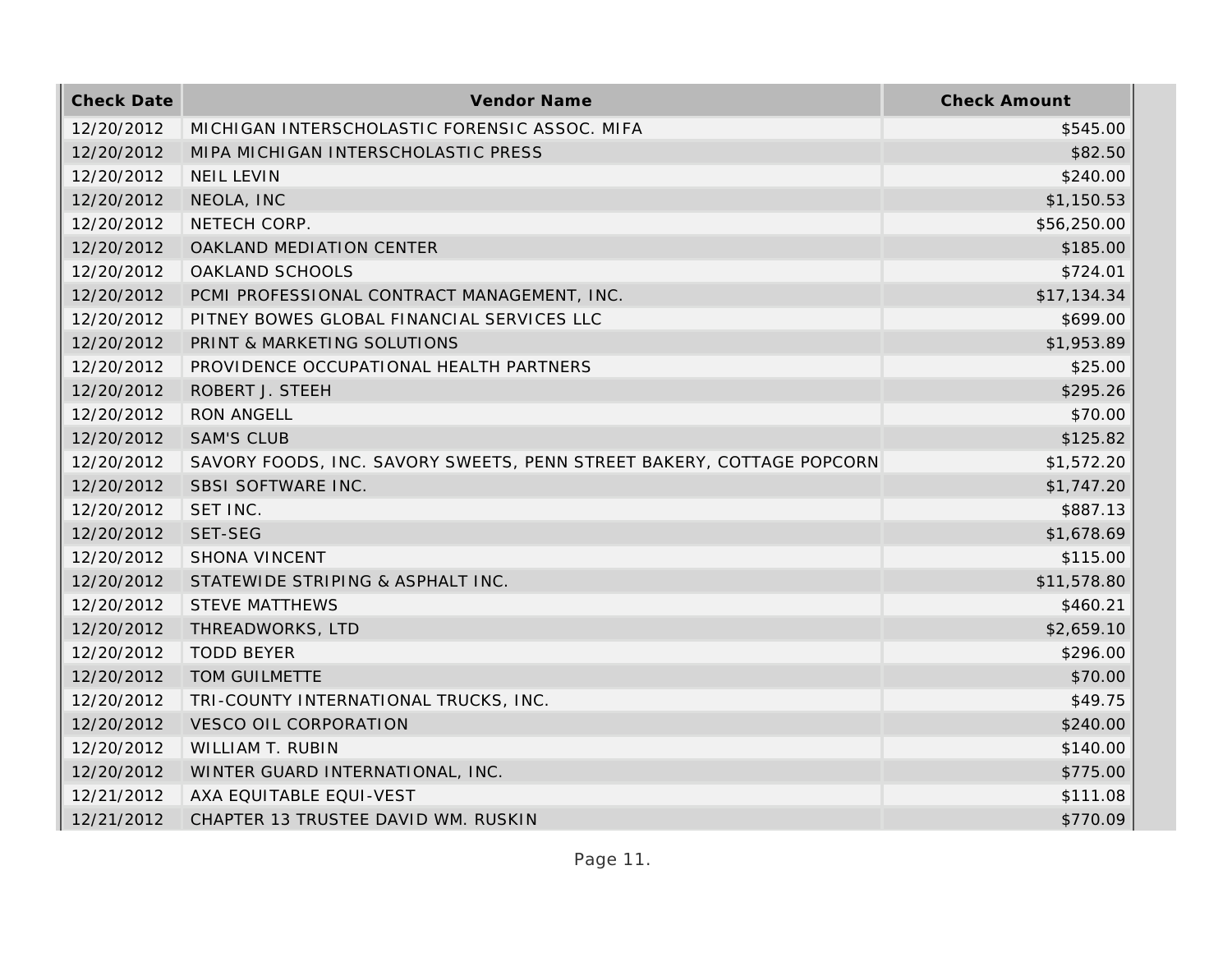| Check Date | Vendor Name | Check Amount |
|---|---|---|
| 12/20/2012 | MICHIGAN INTERSCHOLASTIC FORENSIC ASSOC. MIFA | $545.00 |
| 12/20/2012 | MIPA MICHIGAN INTERSCHOLASTIC PRESS | $82.50 |
| 12/20/2012 | NEIL LEVIN | $240.00 |
| 12/20/2012 | NEOLA, INC | $1,150.53 |
| 12/20/2012 | NETECH CORP. | $56,250.00 |
| 12/20/2012 | OAKLAND MEDIATION CENTER | $185.00 |
| 12/20/2012 | OAKLAND SCHOOLS | $724.01 |
| 12/20/2012 | PCMI PROFESSIONAL CONTRACT MANAGEMENT, INC. | $17,134.34 |
| 12/20/2012 | PITNEY BOWES GLOBAL FINANCIAL SERVICES LLC | $699.00 |
| 12/20/2012 | PRINT & MARKETING SOLUTIONS | $1,953.89 |
| 12/20/2012 | PROVIDENCE OCCUPATIONAL HEALTH PARTNERS | $25.00 |
| 12/20/2012 | ROBERT J. STEEH | $295.26 |
| 12/20/2012 | RON ANGELL | $70.00 |
| 12/20/2012 | SAM'S CLUB | $125.82 |
| 12/20/2012 | SAVORY FOODS, INC. SAVORY SWEETS, PENN STREET BAKERY, COTTAGE POPCORN | $1,572.20 |
| 12/20/2012 | SBSI SOFTWARE INC. | $1,747.20 |
| 12/20/2012 | SET INC. | $887.13 |
| 12/20/2012 | SET-SEG | $1,678.69 |
| 12/20/2012 | SHONA VINCENT | $115.00 |
| 12/20/2012 | STATEWIDE STRIPING & ASPHALT INC. | $11,578.80 |
| 12/20/2012 | STEVE MATTHEWS | $460.21 |
| 12/20/2012 | THREADWORKS, LTD | $2,659.10 |
| 12/20/2012 | TODD BEYER | $296.00 |
| 12/20/2012 | TOM GUILMETTE | $70.00 |
| 12/20/2012 | TRI-COUNTY INTERNATIONAL TRUCKS, INC. | $49.75 |
| 12/20/2012 | VESCO OIL CORPORATION | $240.00 |
| 12/20/2012 | WILLIAM T. RUBIN | $140.00 |
| 12/20/2012 | WINTER GUARD INTERNATIONAL, INC. | $775.00 |
| 12/21/2012 | AXA EQUITABLE EQUI-VEST | $111.08 |
| 12/21/2012 | CHAPTER 13 TRUSTEE DAVID WM. RUSKIN | $770.09 |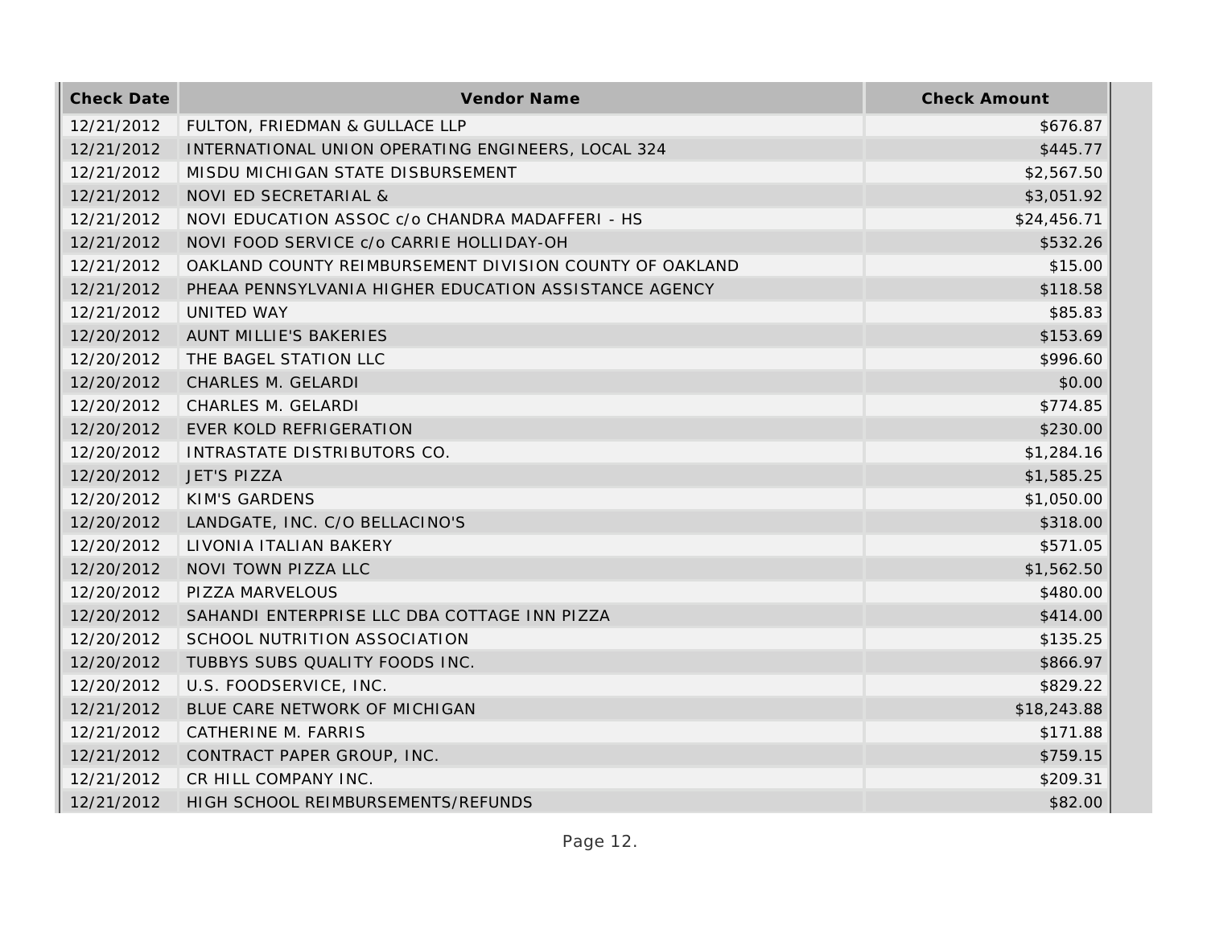| Check Date | Vendor Name | Check Amount |
| --- | --- | --- |
| 12/21/2012 | FULTON, FRIEDMAN & GULLACE LLP | $676.87 |
| 12/21/2012 | INTERNATIONAL UNION OPERATING ENGINEERS, LOCAL 324 | $445.77 |
| 12/21/2012 | MISDU MICHIGAN STATE DISBURSEMENT | $2,567.50 |
| 12/21/2012 | NOVI ED SECRETARIAL & | $3,051.92 |
| 12/21/2012 | NOVI EDUCATION ASSOC c/o CHANDRA MADAFFERI - HS | $24,456.71 |
| 12/21/2012 | NOVI FOOD SERVICE c/o CARRIE HOLLIDAY-OH | $532.26 |
| 12/21/2012 | OAKLAND COUNTY REIMBURSEMENT DIVISION COUNTY OF OAKLAND | $15.00 |
| 12/21/2012 | PHEAA PENNSYLVANIA HIGHER EDUCATION ASSISTANCE AGENCY | $118.58 |
| 12/21/2012 | UNITED WAY | $85.83 |
| 12/20/2012 | AUNT MILLIE'S BAKERIES | $153.69 |
| 12/20/2012 | THE BAGEL STATION LLC | $996.60 |
| 12/20/2012 | CHARLES M. GELARDI | $0.00 |
| 12/20/2012 | CHARLES M. GELARDI | $774.85 |
| 12/20/2012 | EVER KOLD REFRIGERATION | $230.00 |
| 12/20/2012 | INTRASTATE DISTRIBUTORS CO. | $1,284.16 |
| 12/20/2012 | JET'S PIZZA | $1,585.25 |
| 12/20/2012 | KIM'S GARDENS | $1,050.00 |
| 12/20/2012 | LANDGATE, INC. C/O BELLACINO'S | $318.00 |
| 12/20/2012 | LIVONIA ITALIAN BAKERY | $571.05 |
| 12/20/2012 | NOVI TOWN PIZZA LLC | $1,562.50 |
| 12/20/2012 | PIZZA MARVELOUS | $480.00 |
| 12/20/2012 | SAHANDI ENTERPRISE LLC DBA COTTAGE INN PIZZA | $414.00 |
| 12/20/2012 | SCHOOL NUTRITION ASSOCIATION | $135.25 |
| 12/20/2012 | TUBBYS SUBS QUALITY FOODS INC. | $866.97 |
| 12/20/2012 | U.S. FOODSERVICE, INC. | $829.22 |
| 12/21/2012 | BLUE CARE NETWORK OF MICHIGAN | $18,243.88 |
| 12/21/2012 | CATHERINE M. FARRIS | $171.88 |
| 12/21/2012 | CONTRACT PAPER GROUP, INC. | $759.15 |
| 12/21/2012 | CR HILL COMPANY INC. | $209.31 |
| 12/21/2012 | HIGH SCHOOL REIMBURSEMENTS/REFUNDS | $82.00 |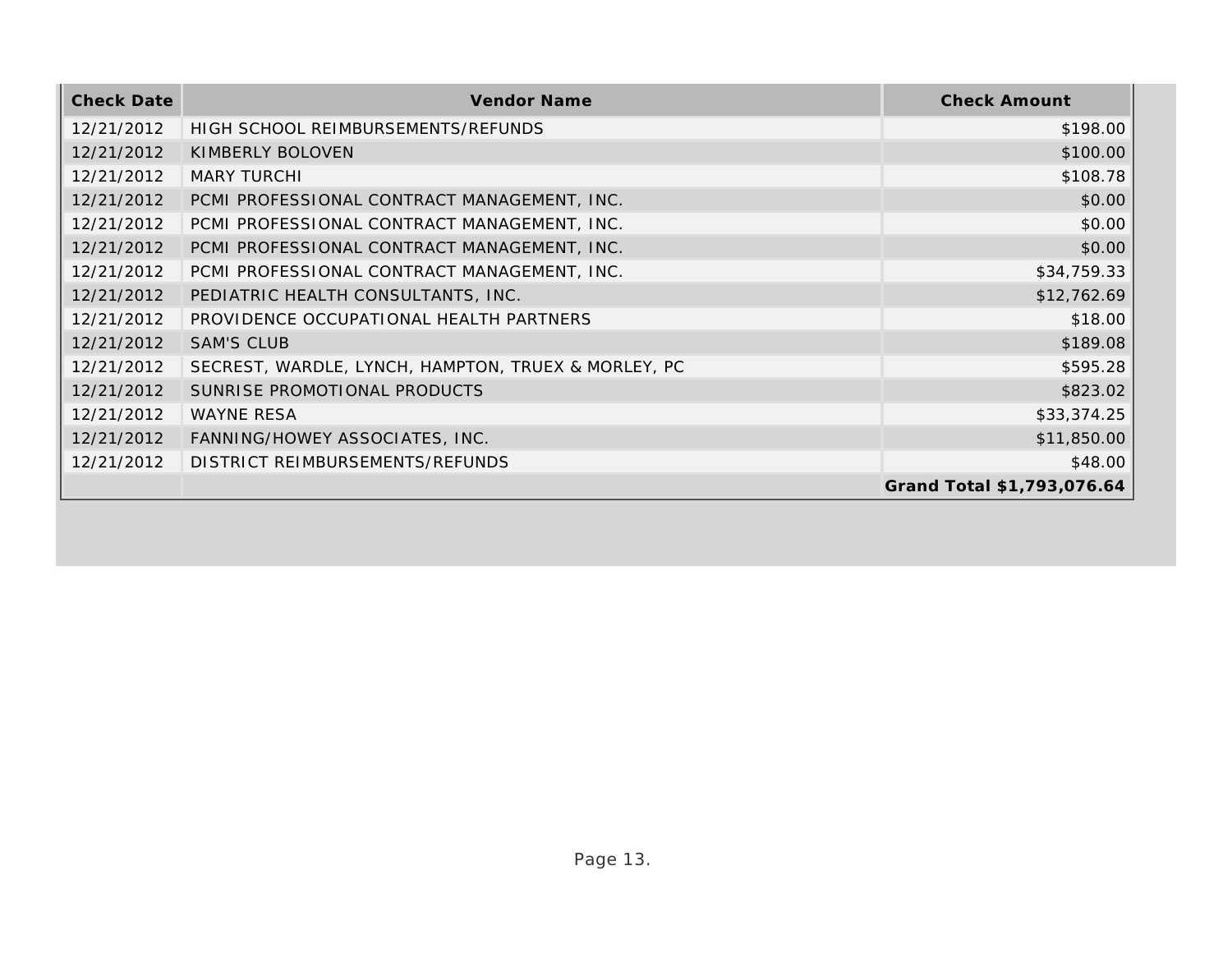| Check Date | Vendor Name | Check Amount |
|---|---|---|
| 12/21/2012 | HIGH SCHOOL REIMBURSEMENTS/REFUNDS | $198.00 |
| 12/21/2012 | KIMBERLY BOLOVEN | $100.00 |
| 12/21/2012 | MARY TURCHI | $108.78 |
| 12/21/2012 | PCMI PROFESSIONAL CONTRACT MANAGEMENT, INC. | $0.00 |
| 12/21/2012 | PCMI PROFESSIONAL CONTRACT MANAGEMENT, INC. | $0.00 |
| 12/21/2012 | PCMI PROFESSIONAL CONTRACT MANAGEMENT, INC. | $0.00 |
| 12/21/2012 | PCMI PROFESSIONAL CONTRACT MANAGEMENT, INC. | $34,759.33 |
| 12/21/2012 | PEDIATRIC HEALTH CONSULTANTS, INC. | $12,762.69 |
| 12/21/2012 | PROVIDENCE OCCUPATIONAL HEALTH PARTNERS | $18.00 |
| 12/21/2012 | SAM'S CLUB | $189.08 |
| 12/21/2012 | SECREST, WARDLE, LYNCH, HAMPTON, TRUEX & MORLEY, PC | $595.28 |
| 12/21/2012 | SUNRISE PROMOTIONAL PRODUCTS | $823.02 |
| 12/21/2012 | WAYNE RESA | $33,374.25 |
| 12/21/2012 | FANNING/HOWEY ASSOCIATES, INC. | $11,850.00 |
| 12/21/2012 | DISTRICT REIMBURSEMENTS/REFUNDS | $48.00 |
| | | **Grand Total $1,793,076.64** |